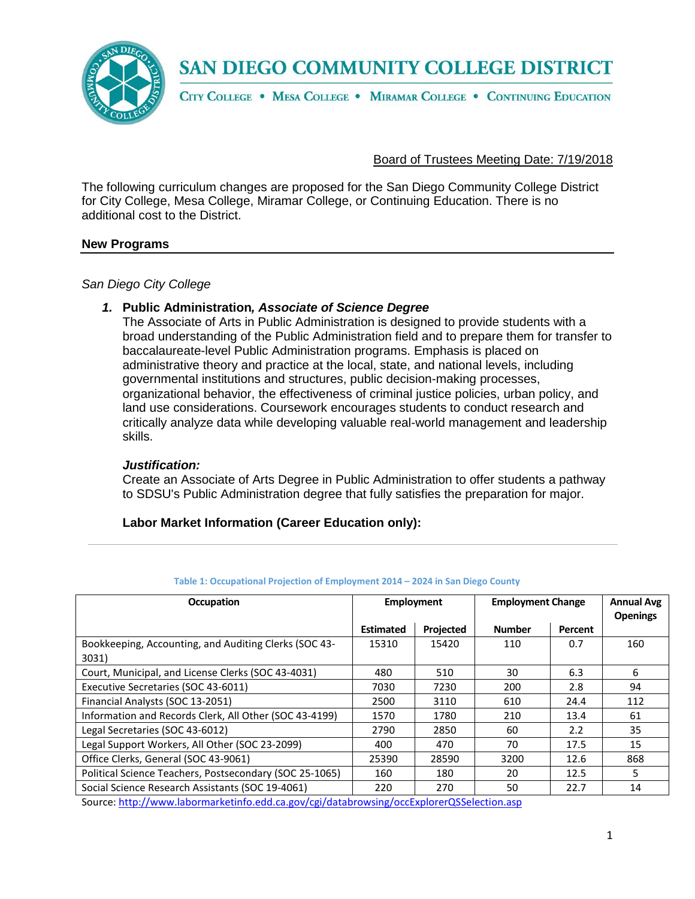# SAN DIEGO COMMUNITY COLLEGE DISTRICT

CITY COLLEGE • MESA COLLEGE • MIRAMAR COLLEGE • CONTINUING EDUCATION

Board of Trustees Meeting Date: 7/19/2018

The following curriculum changes are proposed for the San Diego Community College District for City College, Mesa College, Miramar College, or Continuing Education. There is no additional cost to the District.

## New Programs

*San Diego City College*

1. **Public Administration, *Associate of Science Degree***
   The Associate of Arts in Public Administration is designed to provide students with a broad understanding of the Public Administration field and to prepare them for transfer to baccalaureate-level Public Administration programs. Emphasis is placed on administrative theory and practice at the local, state, and national levels, including governmental institutions and structures, public decision-making processes, organizational behavior, the effectiveness of criminal justice policies, urban policy, and land use considerations. Coursework encourages students to conduct research and critically analyze data while developing valuable real-world management and leadership skills.

   ***Justification:***
   Create an Associate of Arts Degree in Public Administration to offer students a pathway to SDSU's Public Administration degree that fully satisfies the preparation for major.

   **Labor Market Information (Career Education only):**

**Table 1: Occupational Projection of Employment 2014 – 2024 in San Diego County**

| Occupation | Employment | | Employment Change | | Annual Avg Openings |
|---|---|---|---|---|---|
| | Estimated | Projected | Number | Percent | |
| Bookkeeping, Accounting, and Auditing Clerks (SOC 43-3031) | 15310 | 15420 | 110 | 0.7 | 160 |
| Court, Municipal, and License Clerks (SOC 43-4031) | 480 | 510 | 30 | 6.3 | 6 |
| Executive Secretaries (SOC 43-6011) | 7030 | 7230 | 200 | 2.8 | 94 |
| Financial Analysts (SOC 13-2051) | 2500 | 3110 | 610 | 24.4 | 112 |
| Information and Records Clerk, All Other (SOC 43-4199) | 1570 | 1780 | 210 | 13.4 | 61 |
| Legal Secretaries (SOC 43-6012) | 2790 | 2850 | 60 | 2.2 | 35 |
| Legal Support Workers, All Other (SOC 23-2099) | 400 | 470 | 70 | 17.5 | 15 |
| Office Clerks, General (SOC 43-9061) | 25390 | 28590 | 3200 | 12.6 | 868 |
| Political Science Teachers, Postsecondary (SOC 25-1065) | 160 | 180 | 20 | 12.5 | 5 |
| Social Science Research Assistants (SOC 19-4061) | 220 | 270 | 50 | 22.7 | 14 |

Source: http://www.labormarketinfo.edd.ca.gov/cgi/databrowsing/occExplorerQSSelection.asp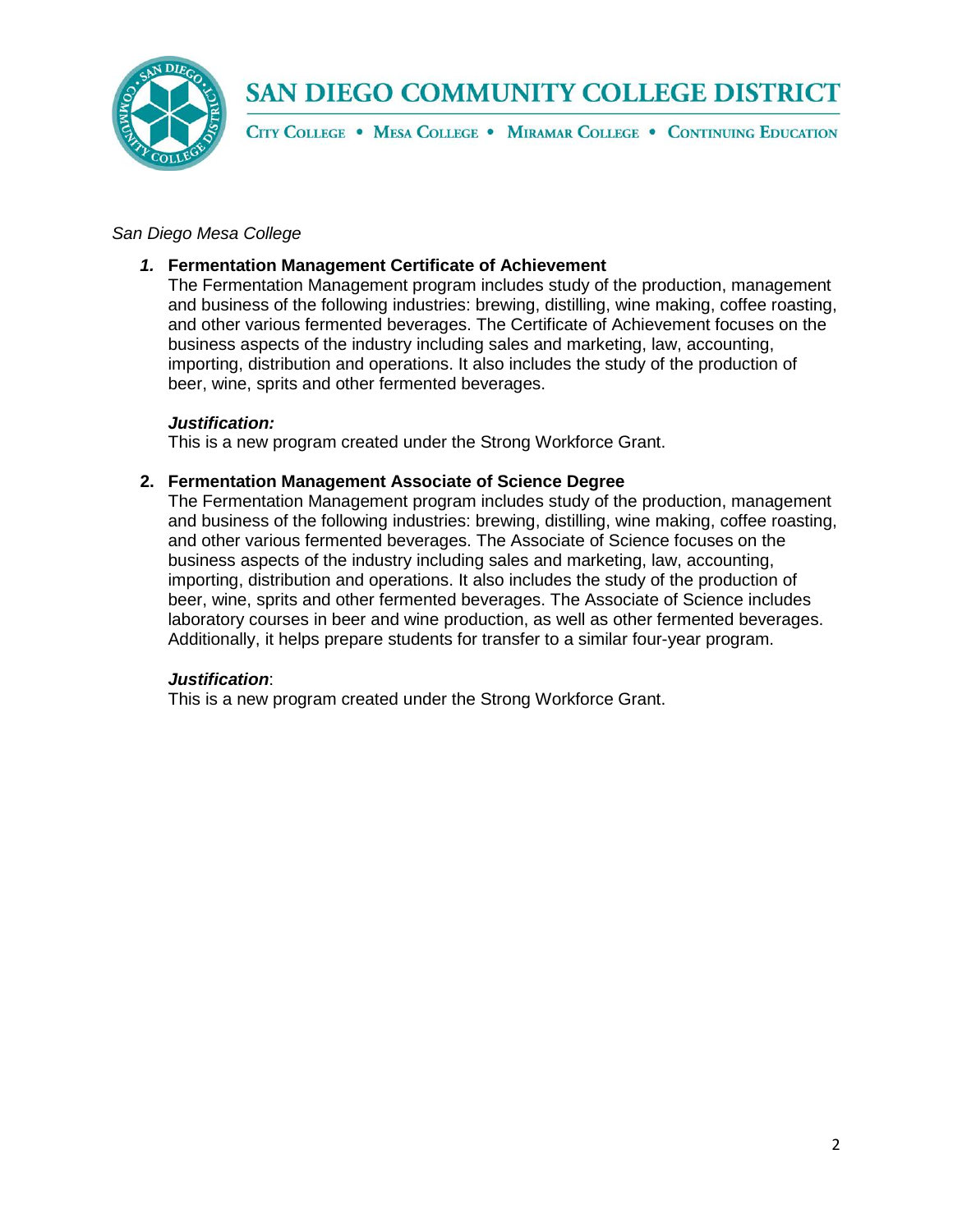*San Diego Mesa College*

1. **Fermentation Management Certificate of Achievement**

   The Fermentation Management program includes study of the production, management and business of the following industries: brewing, distilling, wine making, coffee roasting, and other various fermented beverages. The Certificate of Achievement focuses on the business aspects of the industry including sales and marketing, law, accounting, importing, distribution and operations. It also includes the study of the production of beer, wine, sprits and other fermented beverages.

   ***Justification:***

   This is a new program created under the Strong Workforce Grant.

2. **Fermentation Management Associate of Science Degree**

   The Fermentation Management program includes study of the production, management and business of the following industries: brewing, distilling, wine making, coffee roasting, and other various fermented beverages. The Associate of Science focuses on the business aspects of the industry including sales and marketing, law, accounting, importing, distribution and operations. It also includes the study of the production of beer, wine, sprits and other fermented beverages. The Associate of Science includes laboratory courses in beer and wine production, as well as other fermented beverages. Additionally, it helps prepare students for transfer to a similar four-year program.

   ***Justification***:

   This is a new program created under the Strong Workforce Grant.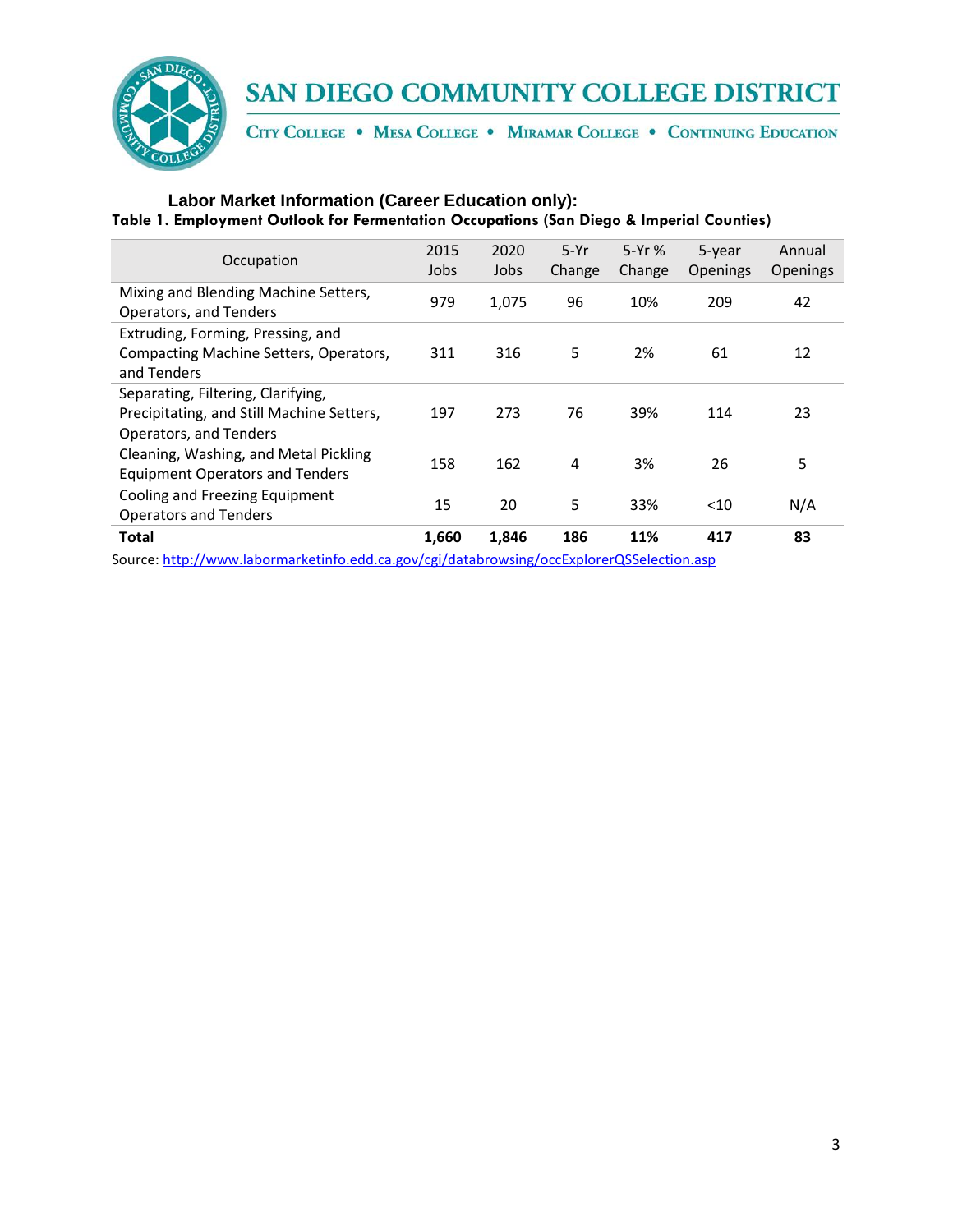SAN DIEGO COMMUNITY COLLEGE DISTRICT

CITY COLLEGE • MESA COLLEGE • MIRAMAR COLLEGE • CONTINUING EDUCATION

## Labor Market Information (Career Education only):

**Table 1. Employment Outlook for Fermentation Occupations (San Diego & Imperial Counties)**

| Occupation | 2015 Jobs | 2020 Jobs | 5-Yr Change | 5-Yr % Change | 5-year Openings | Annual Openings |
|---|---|---|---|---|---|---|
| Mixing and Blending Machine Setters, Operators, and Tenders | 979 | 1,075 | 96 | 10% | 209 | 42 |
| Extruding, Forming, Pressing, and Compacting Machine Setters, Operators, and Tenders | 311 | 316 | 5 | 2% | 61 | 12 |
| Separating, Filtering, Clarifying, Precipitating, and Still Machine Setters, Operators, and Tenders | 197 | 273 | 76 | 39% | 114 | 23 |
| Cleaning, Washing, and Metal Pickling Equipment Operators and Tenders | 158 | 162 | 4 | 3% | 26 | 5 |
| Cooling and Freezing Equipment Operators and Tenders | 15 | 20 | 5 | 33% | <10 | N/A |
| **Total** | **1,660** | **1,846** | **186** | **11%** | **417** | **83** |

Source: http://www.labormarketinfo.edd.ca.gov/cgi/databrowsing/occExplorerQSSelection.asp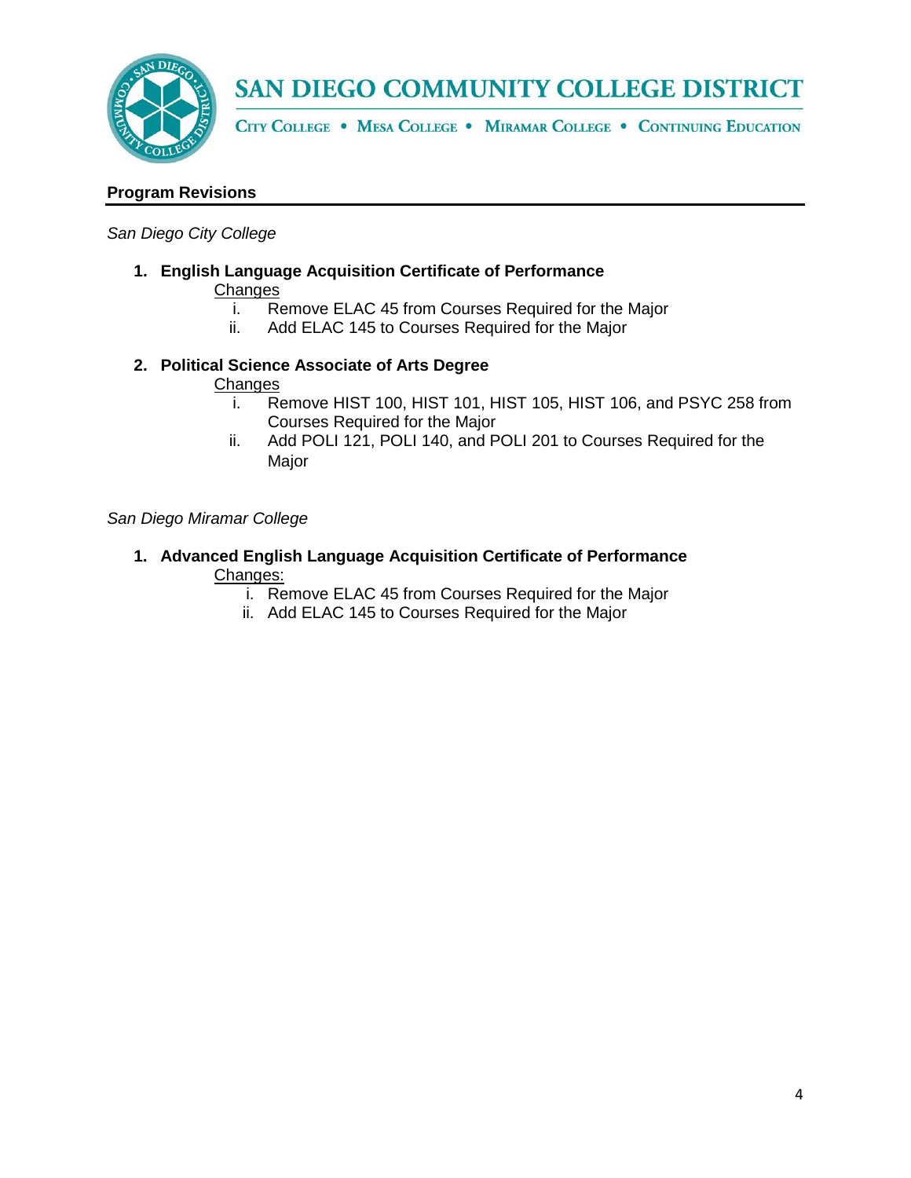## Program Revisions

*San Diego City College*

1. **English Language Acquisition Certificate of Performance**

   Changes

   i. Remove ELAC 45 from Courses Required for the Major
   ii. Add ELAC 145 to Courses Required for the Major

2. **Political Science Associate of Arts Degree**

   Changes

   i. Remove HIST 100, HIST 101, HIST 105, HIST 106, and PSYC 258 from Courses Required for the Major
   ii. Add POLI 121, POLI 140, and POLI 201 to Courses Required for the Major

*San Diego Miramar College*

1. **Advanced English Language Acquisition Certificate of Performance**

   Changes:

   i. Remove ELAC 45 from Courses Required for the Major
   ii. Add ELAC 145 to Courses Required for the Major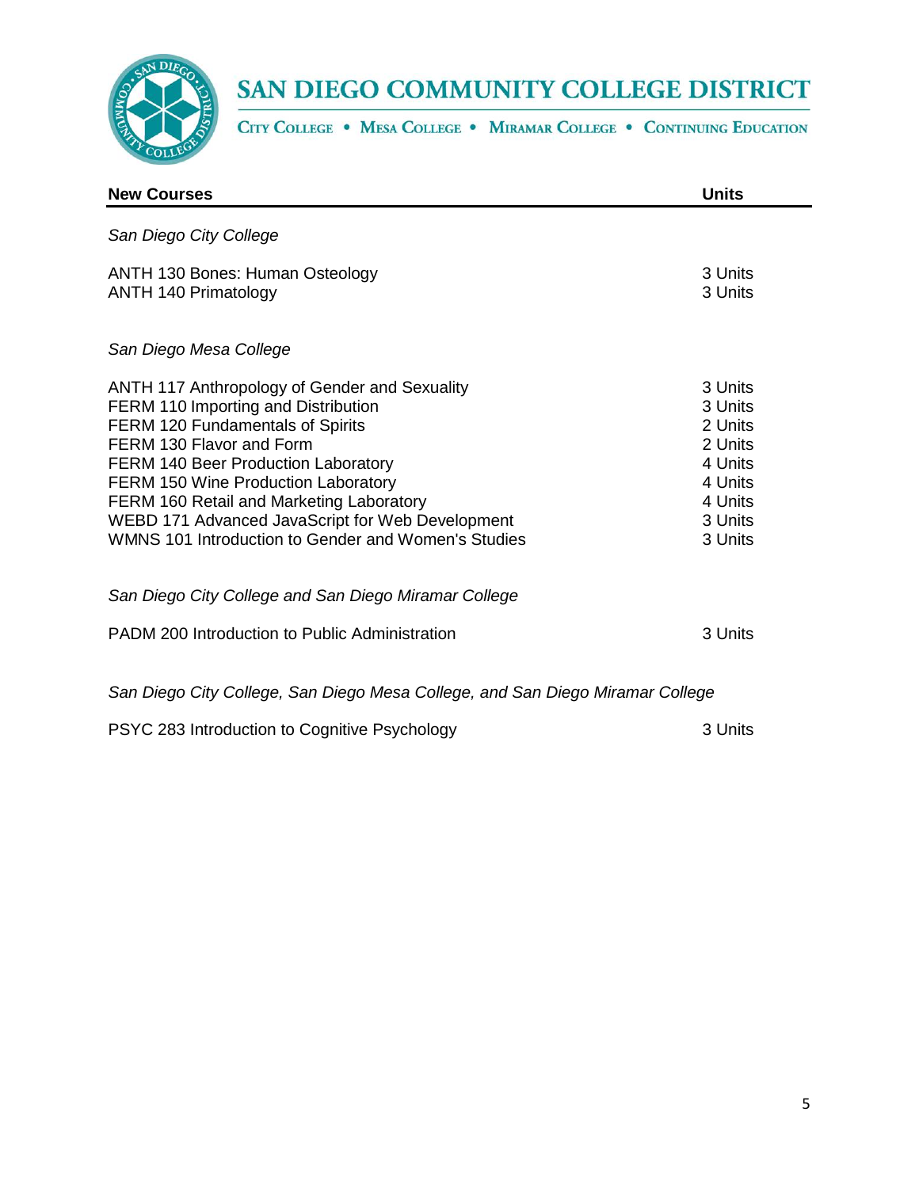# SAN DIEGO COMMUNITY COLLEGE DISTRICT

CITY COLLEGE • MESA COLLEGE • MIRAMAR COLLEGE • CONTINUING EDUCATION

| New Courses | Units |
|---|---|
| *San Diego City College* | |
| ANTH 130 Bones: Human Osteology | 3 Units |
| ANTH 140 Primatology | 3 Units |
| *San Diego Mesa College* | |
| ANTH 117 Anthropology of Gender and Sexuality | 3 Units |
| FERM 110 Importing and Distribution | 3 Units |
| FERM 120 Fundamentals of Spirits | 2 Units |
| FERM 130 Flavor and Form | 2 Units |
| FERM 140 Beer Production Laboratory | 4 Units |
| FERM 150 Wine Production Laboratory | 4 Units |
| FERM 160 Retail and Marketing Laboratory | 4 Units |
| WEBD 171 Advanced JavaScript for Web Development | 3 Units |
| WMNS 101 Introduction to Gender and Women's Studies | 3 Units |
| *San Diego City College and San Diego Miramar College* | |
| PADM 200 Introduction to Public Administration | 3 Units |
| *San Diego City College, San Diego Mesa College, and San Diego Miramar College* | |
| PSYC 283 Introduction to Cognitive Psychology | 3 Units |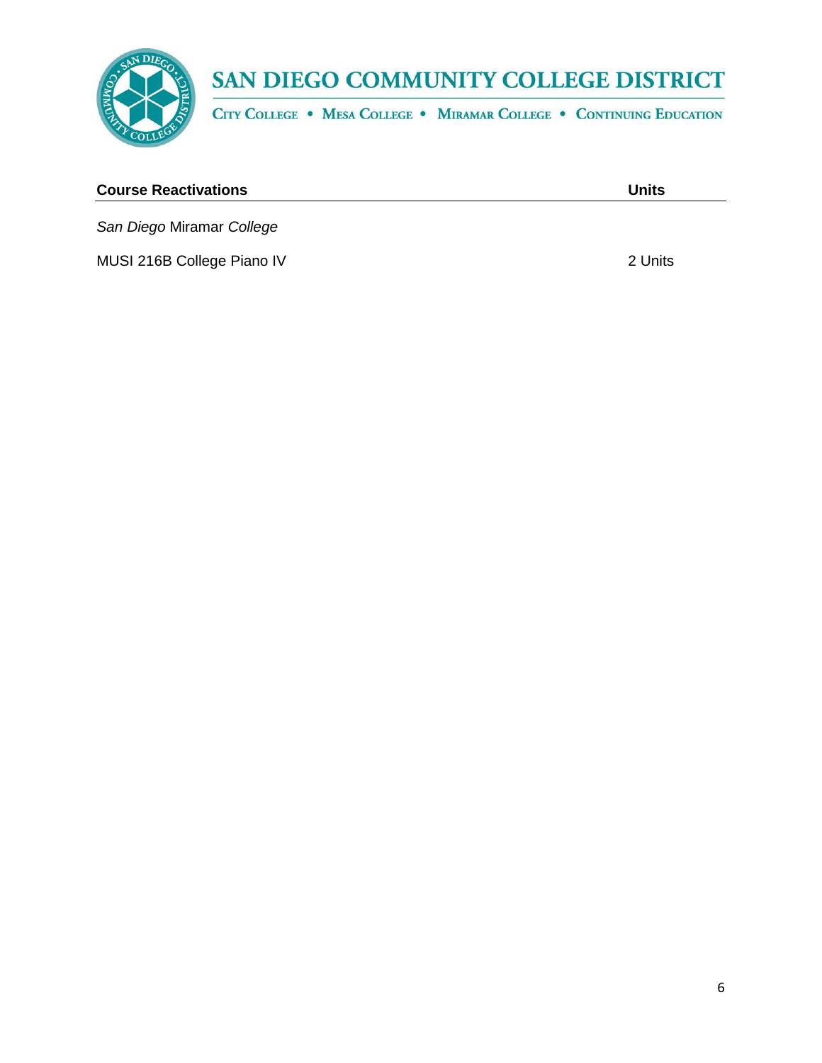| **Course Reactivations** | **Units** |
|---|---|
| *San Diego* Miramar *College* | |
| MUSI 216B College Piano IV | 2 Units |